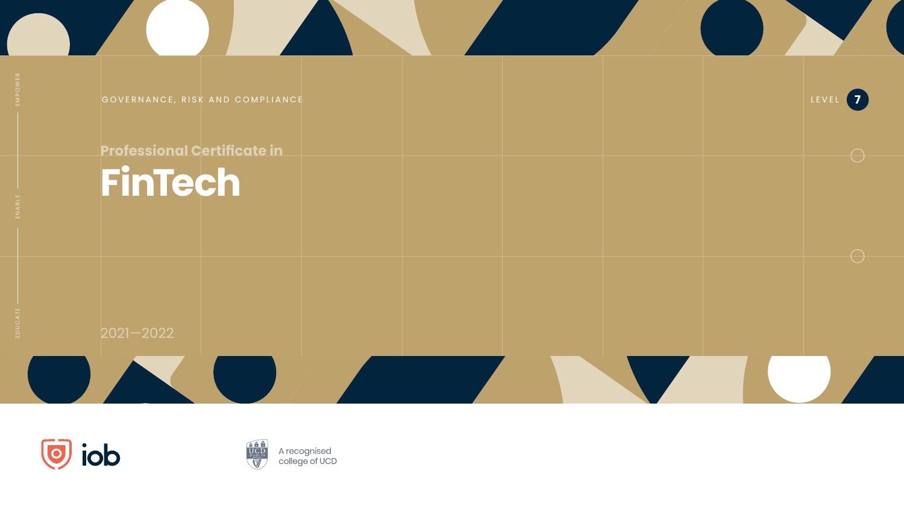GOVERNANCE, RISK AND COMPLIANCE

LEVEL 7

EMPOWER

ENABLE

EDUCATE

## Professional Certificate in

# FinTech

2021—2022

iob

A recognised college of UCD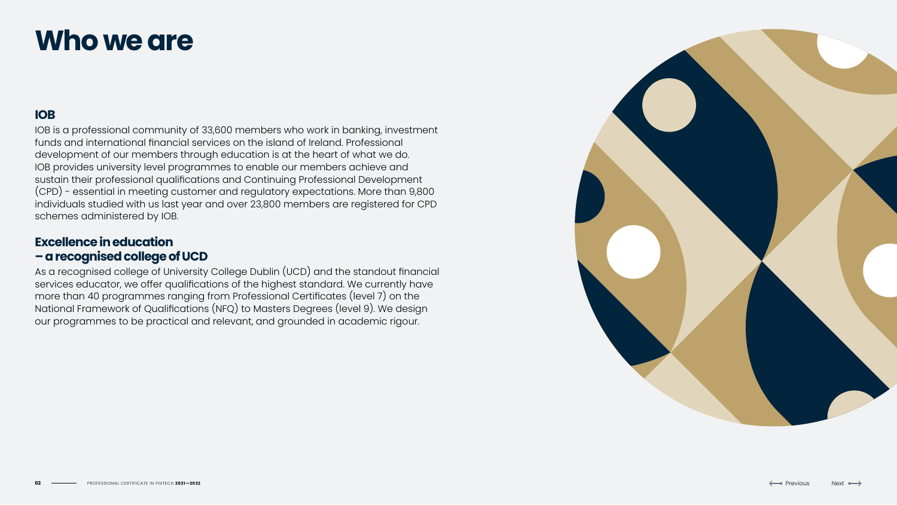# Who we are

## IOB

IOB is a professional community of 33,600 members who work in banking, investment funds and international financial services on the island of Ireland. Professional development of our members through education is at the heart of what we do. IOB provides university level programmes to enable our members achieve and sustain their professional qualifications and Continuing Professional Development (CPD) - essential in meeting customer and regulatory expectations. More than 9,800 individuals studied with us last year and over 23,800 members are registered for CPD schemes administered by IOB.

## Excellence in education – a recognised college of UCD

As a recognised college of University College Dublin (UCD) and the standout financial services educator, we offer qualifications of the highest standard. We currently have more than 40 programmes ranging from Professional Certificates (level 7) on the National Framework of Qualifications (NFQ) to Masters Degrees (level 9). We design our programmes to be practical and relevant, and grounded in academic rigour.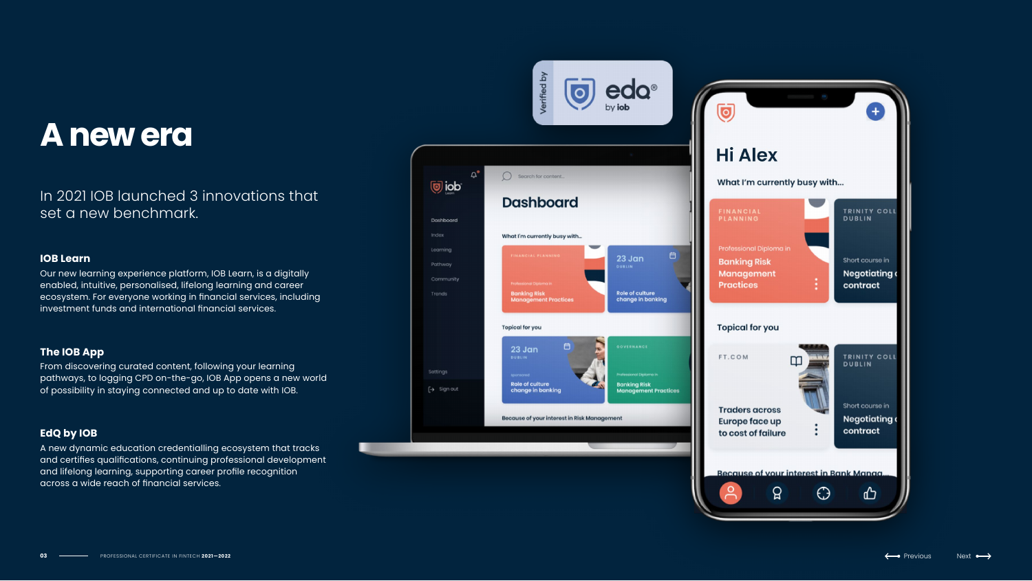# A new era

In 2021 IOB launched 3 innovations that set a new benchmark.

### IOB Learn

Our new learning experience platform, IOB Learn, is a digitally enabled, intuitive, personalised, lifelong learning and career ecosystem. For everyone working in financial services, including investment funds and international financial services.

### The IOB App

From discovering curated content, following your learning pathways, to logging CPD on-the-go, IOB App opens a new world of possibility in staying connected and up to date with IOB.

### EdQ by IOB

A new dynamic education credentialling ecosystem that tracks and certifies qualifications, continuing professional development and lifelong learning, supporting career profile recognition across a wide reach of financial services.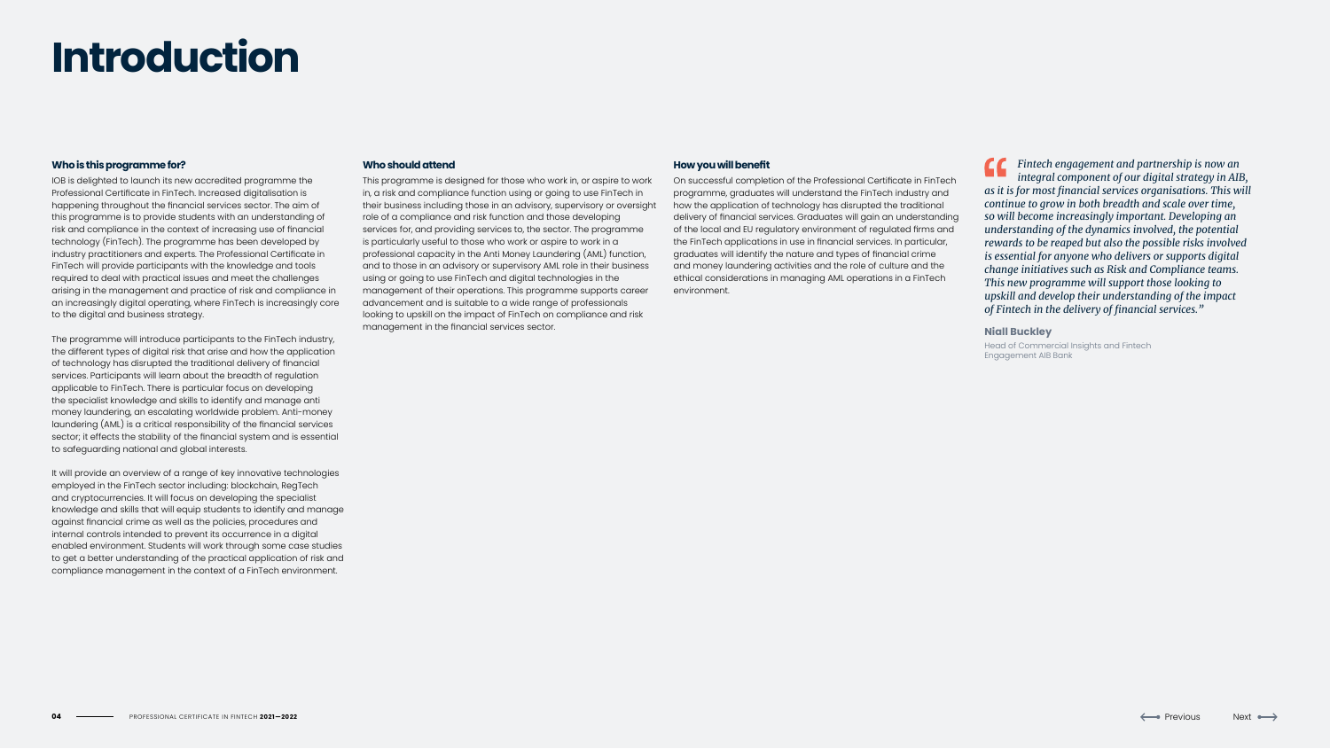# Introduction

### Who is this programme for?

IOB is delighted to launch its new accredited programme the Professional Certificate in FinTech. Increased digitalisation is happening throughout the financial services sector. The aim of this programme is to provide students with an understanding of risk and compliance in the context of increasing use of financial technology (FinTech). The programme has been developed by industry practitioners and experts. The Professional Certificate in FinTech will provide participants with the knowledge and tools required to deal with practical issues and meet the challenges arising in the management and practice of risk and compliance in an increasingly digital operating, where FinTech is increasingly core to the digital and business strategy.

The programme will introduce participants to the FinTech industry, the different types of digital risk that arise and how the application of technology has disrupted the traditional delivery of financial services. Participants will learn about the breadth of regulation applicable to FinTech. There is particular focus on developing the specialist knowledge and skills to identify and manage anti money laundering, an escalating worldwide problem. Anti-money laundering (AML) is a critical responsibility of the financial services sector; it effects the stability of the financial system and is essential to safeguarding national and global interests.

It will provide an overview of a range of key innovative technologies employed in the FinTech sector including: blockchain, RegTech and cryptocurrencies. It will focus on developing the specialist knowledge and skills that will equip students to identify and manage against financial crime as well as the policies, procedures and internal controls intended to prevent its occurrence in a digital enabled environment. Students will work through some case studies to get a better understanding of the practical application of risk and compliance management in the context of a FinTech environment.

### Who should attend

This programme is designed for those who work in, or aspire to work in, a risk and compliance function using or going to use FinTech in their business including those in an advisory, supervisory or oversight role of a compliance and risk function and those developing services for, and providing services to, the sector. The programme is particularly useful to those who work or aspire to work in a professional capacity in the Anti Money Laundering (AML) function, and to those in an advisory or supervisory AML role in their business using or going to use FinTech and digital technologies in the management of their operations. This programme supports career advancement and is suitable to a wide range of professionals looking to upskill on the impact of FinTech on compliance and risk management in the financial services sector.

### How you will benefit

On successful completion of the Professional Certificate in FinTech programme, graduates will understand the FinTech industry and how the application of technology has disrupted the traditional delivery of financial services. Graduates will gain an understanding of the local and EU regulatory environment of regulated firms and the FinTech applications in use in financial services. In particular, graduates will identify the nature and types of financial crime and money laundering activities and the role of culture and the ethical considerations in managing AML operations in a FinTech environment.

> *"Fintech engagement and partnership is now an integral component of our digital strategy in AIB, as it is for most financial services organisations. This will continue to grow in both breadth and scale over time, so will become increasingly important. Developing an understanding of the dynamics involved, the potential rewards to be reaped but also the possible risks involved is essential for anyone who delivers or supports digital change initiatives such as Risk and Compliance teams. This new programme will support those looking to upskill and develop their understanding of the impact of Fintech in the delivery of financial services."*
>
> **Niall Buckley**
> Head of Commercial Insights and Fintech Engagement AIB Bank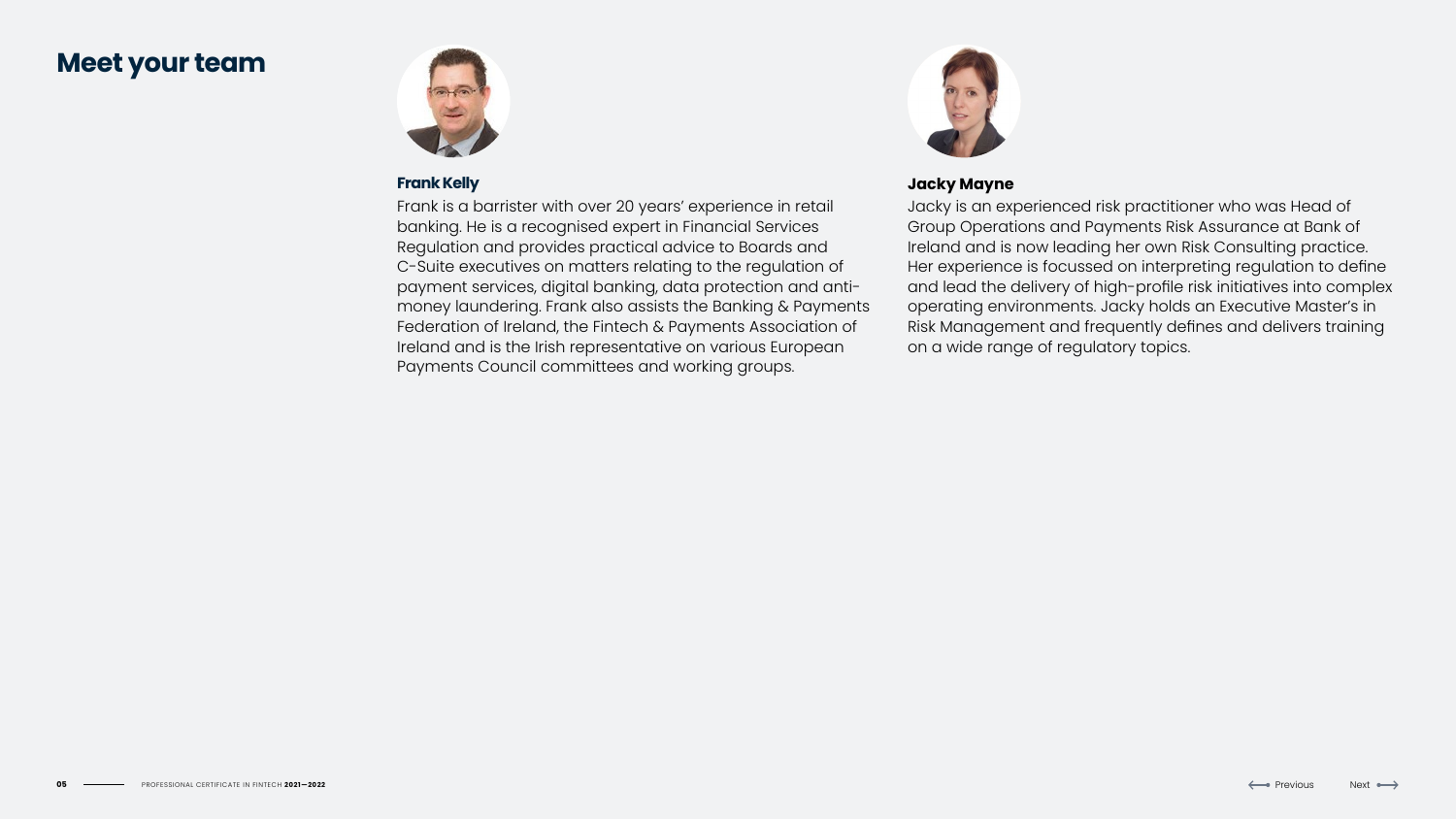# Meet your team

### Frank Kelly

Frank is a barrister with over 20 years' experience in retail banking. He is a recognised expert in Financial Services Regulation and provides practical advice to Boards and C-Suite executives on matters relating to the regulation of payment services, digital banking, data protection and anti-money laundering. Frank also assists the Banking & Payments Federation of Ireland, the Fintech & Payments Association of Ireland and is the Irish representative on various European Payments Council committees and working groups.

### Jacky Mayne

Jacky is an experienced risk practitioner who was Head of Group Operations and Payments Risk Assurance at Bank of Ireland and is now leading her own Risk Consulting practice. Her experience is focussed on interpreting regulation to define and lead the delivery of high-profile risk initiatives into complex operating environments. Jacky holds an Executive Master's in Risk Management and frequently defines and delivers training on a wide range of regulatory topics.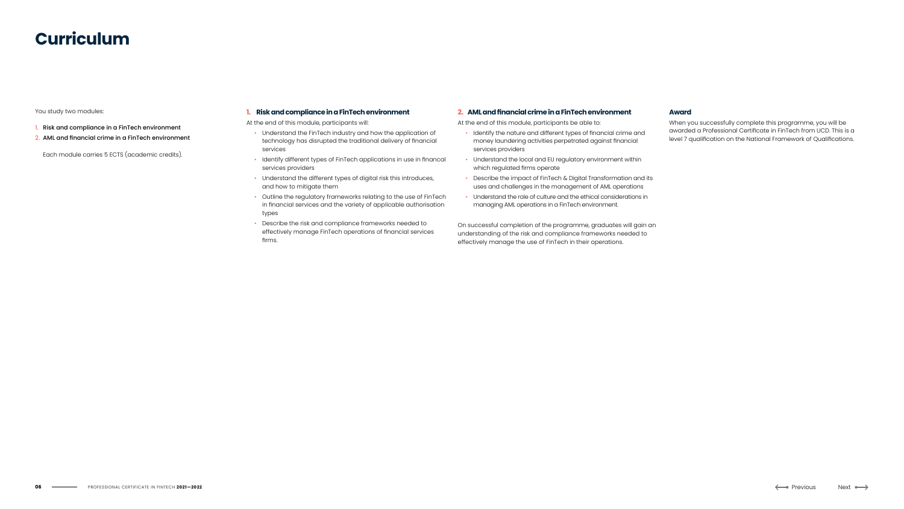# Curriculum

You study two modules:

1. Risk and compliance in a FinTech environment
2. AML and financial crime in a FinTech environment

Each module carries 5 ECTS (academic credits).

### 1. Risk and compliance in a FinTech environment

At the end of this module, participants will:

- Understand the FinTech industry and how the application of technology has disrupted the traditional delivery of financial services
- Identify different types of FinTech applications in use in financal services providers
- Understand the different types of digital risk this introduces, and how to mitigate them
- Outline the regulatory frameworks relating to the use of FinTech in financial services and the variety of applicable authorisation types
- Describe the risk and compliance frameworks needed to effectively manage FinTech operations of financial services firms.

### 2. AML and financial crime in a FinTech environment

At the end of this module, participants be able to:

- Identify the nature and different types of financial crime and money laundering activities perpetrated against financial services providers
- Understand the local and EU regulatory environment within which regulated firms operate
- Describe the impact of FinTech & Digital Transformation and its uses and challenges in the management of AML operations
- Understand the role of culture and the ethical considerations in managing AML operations in a FinTech environment.

On successful completion of the programme, graduates will gain an understanding of the risk and compliance frameworks needed to effectively manage the use of FinTech in their operations.

### Award

When you successfully complete this programme, you will be awarded a Professional Certificate in FinTech from UCD. This is a level 7 qualification on the National Framework of Qualifications.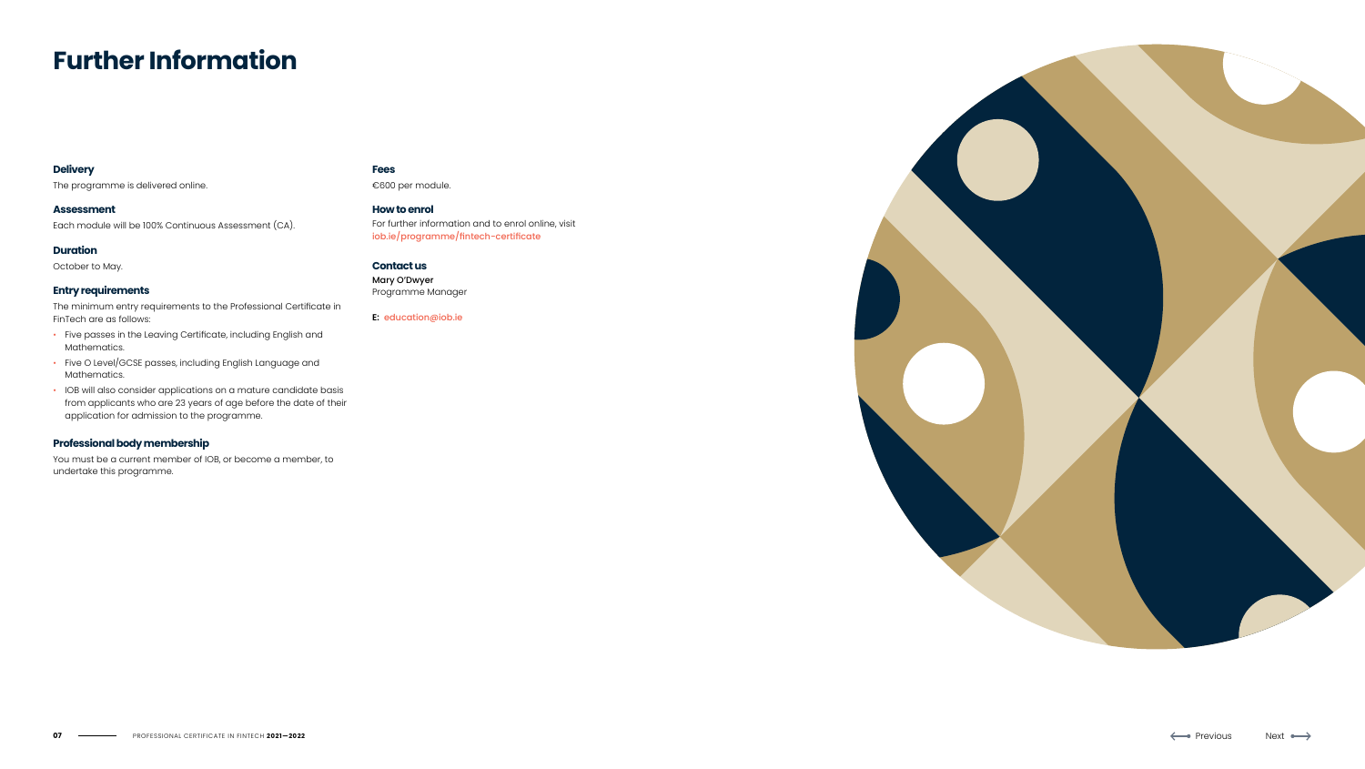# Further Information

### Delivery

The programme is delivered online.

### Assessment

Each module will be 100% Continuous Assessment (CA).

### Duration

October to May.

### Entry requirements

The minimum entry requirements to the Professional Certificate in FinTech are as follows:

- Five passes in the Leaving Certificate, including English and Mathematics.
- Five O Level/GCSE passes, including English Language and Mathematics.
- IOB will also consider applications on a mature candidate basis from applicants who are 23 years of age before the date of their application for admission to the programme.

### Professional body membership

You must be a current member of IOB, or become a member, to undertake this programme.

### Fees

€600 per module.

### How to enrol

For further information and to enrol online, visit iob.ie/programme/fintech-certificate

### Contact us

Mary O'Dwyer
Programme Manager

**E:** education@iob.ie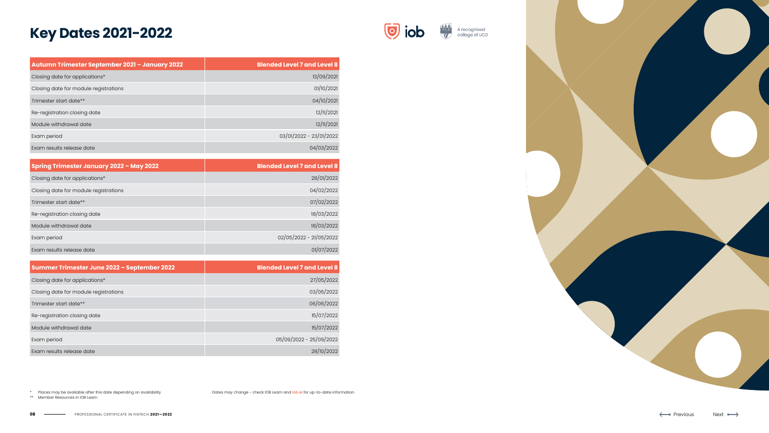# Key Dates 2021-2022

iob — A recognised college of UCD

| Autumn Trimester September 2021 – January 2022 | Blended Level 7 and Level 8 |
| --- | --- |
| Closing date for applications* | 13/09/2021 |
| Closing date for module registrations | 01/10/2021 |
| Trimester start date** | 04/10/2021 |
| Re-registration closing date | 12/11/2021 |
| Module withdrawal date | 12/11/2021 |
| Exam period | 03/01/2022 - 23/01/2022 |
| Exam results release date | 04/03/2022 |

| Spring Trimester January 2022 – May 2022 | Blended Level 7 and Level 8 |
| --- | --- |
| Closing date for applications* | 28/01/2022 |
| Closing date for module registrations | 04/02/2022 |
| Trimester start date** | 07/02/2022 |
| Re-registration closing date | 18/03/2022 |
| Module withdrawal date | 18/03/2022 |
| Exam period | 02/05/2022 - 21/05/2022 |
| Exam results release date | 01/07/2022 |

| Summer Trimester June 2022 – September 2022 | Blended Level 7 and Level 8 |
| --- | --- |
| Closing date for applications* | 27/05/2022 |
| Closing date for module registrations | 03/06/2022 |
| Trimester start date** | 06/06/2022 |
| Re-registration closing date | 15/07/2022 |
| Module withdrawal date | 15/07/2022 |
| Exam period | 05/09/2022 - 25/09/2022 |
| Exam results release date | 28/10/2022 |

\* Places may be available after this date depending on availability
\*\* Member Resources in IOB Learn

Dates may change - check IOB Learn and iob.ie for up-to-date information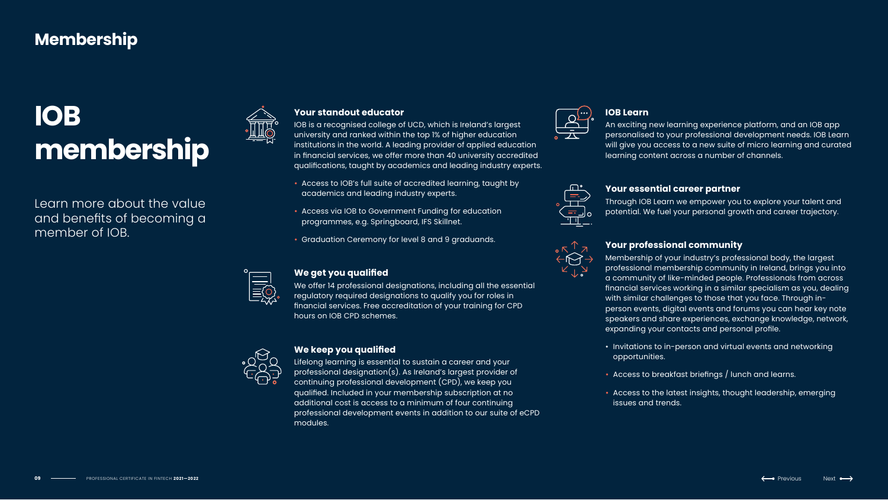## Membership

# IOB membership

Learn more about the value and benefits of becoming a member of IOB.

### Your standout educator

IOB is a recognised college of UCD, which is Ireland's largest university and ranked within the top 1% of higher education institutions in the world. A leading provider of applied education in financial services, we offer more than 40 university accredited qualifications, taught by academics and leading industry experts.

- Access to IOB's full suite of accredited learning, taught by academics and leading industry experts.
- Access via IOB to Government Funding for education programmes, e.g. Springboard, IFS Skillnet.
- Graduation Ceremony for level 8 and 9 graduands.

### We get you qualified

We offer 14 professional designations, including all the essential regulatory required designations to qualify you for roles in financial services. Free accreditation of your training for CPD hours on IOB CPD schemes.

### We keep you qualified

Lifelong learning is essential to sustain a career and your professional designation(s). As Ireland's largest provider of continuing professional development (CPD), we keep you qualified. Included in your membership subscription at no additional cost is access to a minimum of four continuing professional development events in addition to our suite of eCPD modules.

### IOB Learn

An exciting new learning experience platform, and an IOB app personalised to your professional development needs. IOB Learn will give you access to a new suite of micro learning and curated learning content across a number of channels.

### Your essential career partner

Through IOB Learn we empower you to explore your talent and potential. We fuel your personal growth and career trajectory.

### Your professional community

Membership of your industry's professional body, the largest professional membership community in Ireland, brings you into a community of like-minded people. Professionals from across financial services working in a similar specialism as you, dealing with similar challenges to those that you face. Through in-person events, digital events and forums you can hear key note speakers and share experiences, exchange knowledge, network, expanding your contacts and personal profile.

- Invitations to in-person and virtual events and networking opportunities.
- Access to breakfast briefings / lunch and learns.
- Access to the latest insights, thought leadership, emerging issues and trends.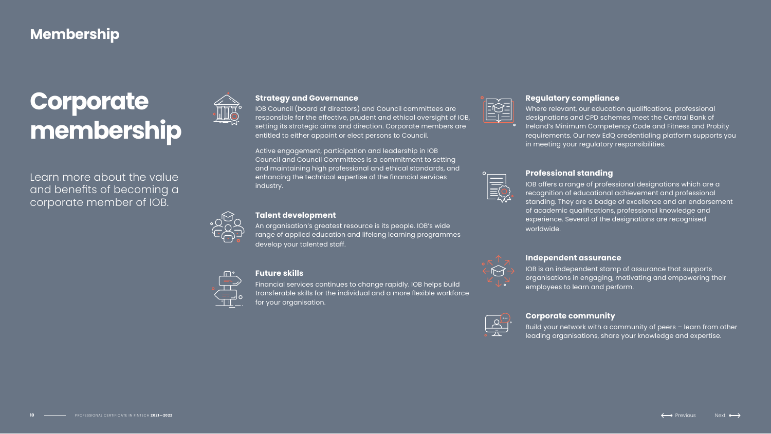## Membership

# Corporate membership

Learn more about the value and benefits of becoming a corporate member of IOB.

### Strategy and Governance

IOB Council (board of directors) and Council committees are responsible for the effective, prudent and ethical oversight of IOB, setting its strategic aims and direction. Corporate members are entitled to either appoint or elect persons to Council.

Active engagement, participation and leadership in IOB Council and Council Committees is a commitment to setting and maintaining high professional and ethical standards, and enhancing the technical expertise of the financial services industry.

### Talent development

An organisation's greatest resource is its people. IOB's wide range of applied education and lifelong learning programmes develop your talented staff.

### Future skills

Financial services continues to change rapidly. IOB helps build transferable skills for the individual and a more flexible workforce for your organisation.

### Regulatory compliance

Where relevant, our education qualifications, professional designations and CPD schemes meet the Central Bank of Ireland's Minimum Competency Code and Fitness and Probity requirements. Our new EdQ credentialing platform supports you in meeting your regulatory responsibilities.

### Professional standing

IOB offers a range of professional designations which are a recognition of educational achievement and professional standing. They are a badge of excellence and an endorsement of academic qualifications, professional knowledge and experience. Several of the designations are recognised worldwide.

### Independent assurance

IOB is an independent stamp of assurance that supports organisations in engaging, motivating and empowering their employees to learn and perform.

### Corporate community

Build your network with a community of peers – learn from other leading organisations, share your knowledge and expertise.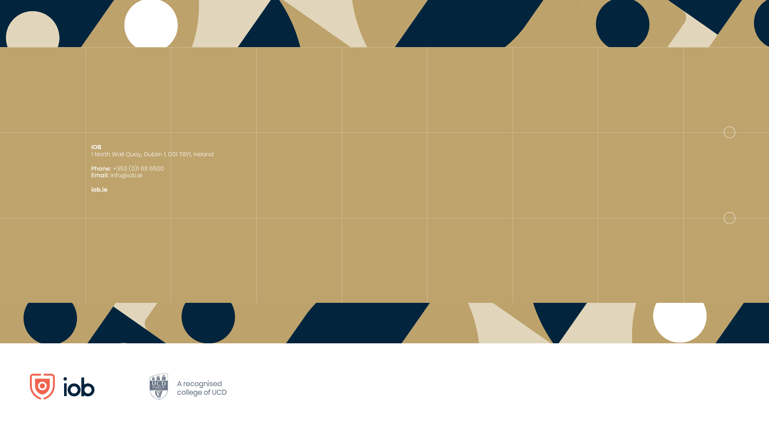**IOB**
1 North Wall Quay, Dublin 1, D01 T8Y1, Ireland

**Phone:** +353 (0)1 611 6500
**Email:** info@iob.ie

**iob.ie**

iob

A recognised college of UCD